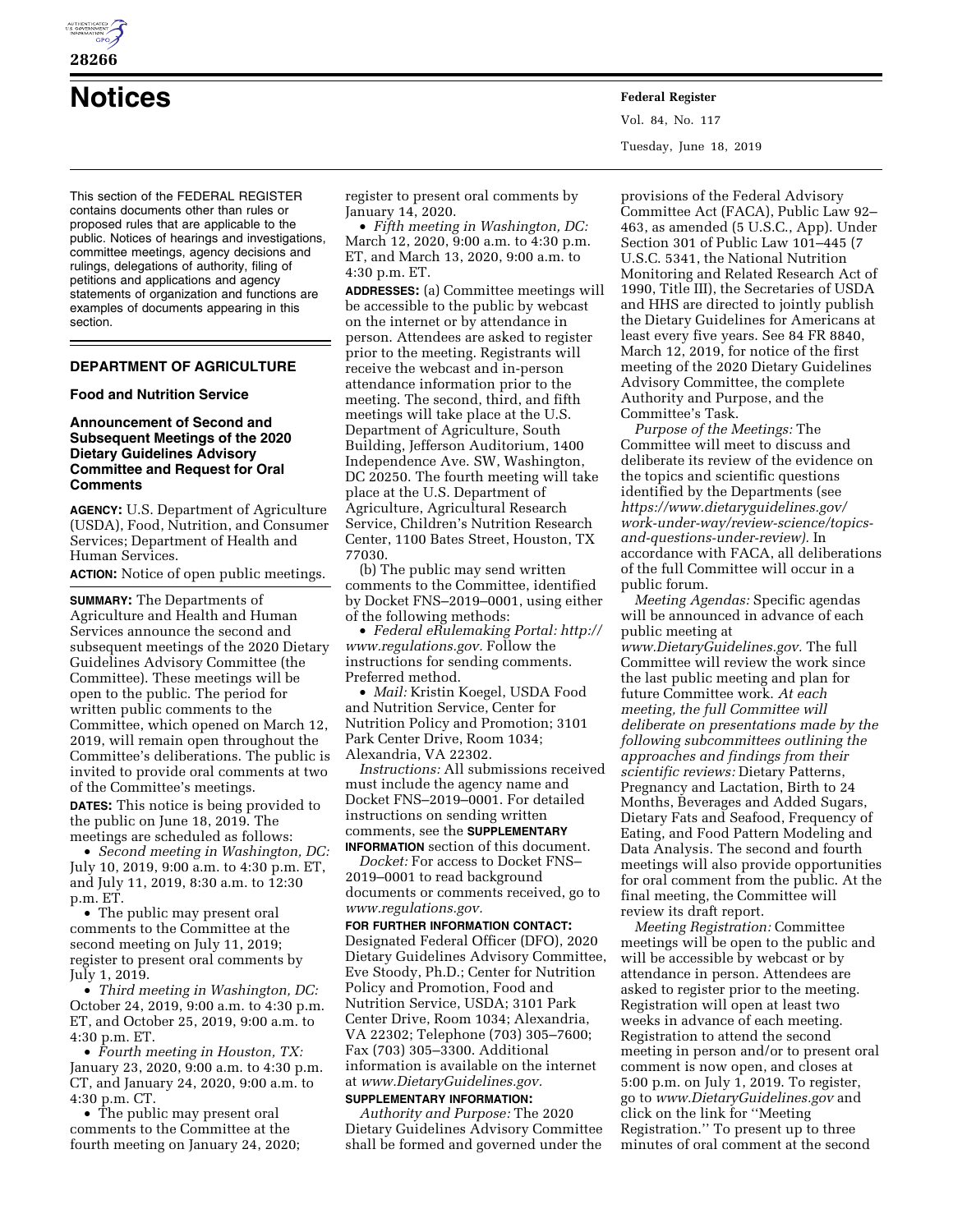# Notices

This section of the FEDERAL REGISTER contains documents other than rules or proposed rules that are applicable to the public. Notices of hearings and investigations, committee meetings, agency decisions and rulings, delegations of authority, filing of petitions and applications and agency statements of organization and functions are examples of documents appearing in this section.

## DEPARTMENT OF AGRICULTURE

### Food and Nutrition Service

### Announcement of Second and Subsequent Meetings of the 2020 Dietary Guidelines Advisory Committee and Request for Oral Comments

**AGENCY:** U.S. Department of Agriculture (USDA), Food, Nutrition, and Consumer Services; Department of Health and Human Services.

**ACTION:** Notice of open public meetings.

**SUMMARY:** The Departments of Agriculture and Health and Human Services announce the second and subsequent meetings of the 2020 Dietary Guidelines Advisory Committee (the Committee). These meetings will be open to the public. The period for written public comments to the Committee, which opened on March 12, 2019, will remain open throughout the Committee's deliberations. The public is invited to provide oral comments at two of the Committee's meetings.

**DATES:** This notice is being provided to the public on June 18, 2019. The meetings are scheduled as follows:

- *Second meeting in Washington, DC:* July 10, 2019, 9:00 a.m. to 4:30 p.m. ET, and July 11, 2019, 8:30 a.m. to 12:30 p.m. ET.
- The public may present oral comments to the Committee at the second meeting on July 11, 2019; register to present oral comments by July 1, 2019.
- *Third meeting in Washington, DC:* October 24, 2019, 9:00 a.m. to 4:30 p.m. ET, and October 25, 2019, 9:00 a.m. to 4:30 p.m. ET.
- *Fourth meeting in Houston, TX:* January 23, 2020, 9:00 a.m. to 4:30 p.m. CT, and January 24, 2020, 9:00 a.m. to 4:30 p.m. CT.
- The public may present oral comments to the Committee at the fourth meeting on January 24, 2020; register to present oral comments by January 14, 2020.
- *Fifth meeting in Washington, DC:* March 12, 2020, 9:00 a.m. to 4:30 p.m. ET, and March 13, 2020, 9:00 a.m. to 4:30 p.m. ET.

**ADDRESSES:** (a) Committee meetings will be accessible to the public by webcast on the internet or by attendance in person. Attendees are asked to register prior to the meeting. Registrants will receive the webcast and in-person attendance information prior to the meeting. The second, third, and fifth meetings will take place at the U.S. Department of Agriculture, South Building, Jefferson Auditorium, 1400 Independence Ave. SW, Washington, DC 20250. The fourth meeting will take place at the U.S. Department of Agriculture, Agricultural Research Service, Children's Nutrition Research Center, 1100 Bates Street, Houston, TX 77030.

(b) The public may send written comments to the Committee, identified by Docket FNS–2019–0001, using either of the following methods:

- *Federal eRulemaking Portal: http://www.regulations.gov.* Follow the instructions for sending comments. Preferred method.
- *Mail:* Kristin Koegel, USDA Food and Nutrition Service, Center for Nutrition Policy and Promotion; 3101 Park Center Drive, Room 1034; Alexandria, VA 22302.

*Instructions:* All submissions received must include the agency name and Docket FNS–2019–0001. For detailed instructions on sending written comments, see the **SUPPLEMENTARY INFORMATION** section of this document.

*Docket:* For access to Docket FNS–2019–0001 to read background documents or comments received, go to *www.regulations.gov.*

**FOR FURTHER INFORMATION CONTACT:** Designated Federal Officer (DFO), 2020 Dietary Guidelines Advisory Committee, Eve Stoody, Ph.D.; Center for Nutrition Policy and Promotion, Food and Nutrition Service, USDA; 3101 Park Center Drive, Room 1034; Alexandria, VA 22302; Telephone (703) 305–7600; Fax (703) 305–3300. Additional information is available on the internet at *www.DietaryGuidelines.gov.*

**SUPPLEMENTARY INFORMATION:**

*Authority and Purpose:* The 2020 Dietary Guidelines Advisory Committee shall be formed and governed under the provisions of the Federal Advisory Committee Act (FACA), Public Law 92–463, as amended (5 U.S.C., App). Under Section 301 of Public Law 101–445 (7 U.S.C. 5341, the National Nutrition Monitoring and Related Research Act of 1990, Title III), the Secretaries of USDA and HHS are directed to jointly publish the Dietary Guidelines for Americans at least every five years. See 84 FR 8840, March 12, 2019, for notice of the first meeting of the 2020 Dietary Guidelines Advisory Committee, the complete Authority and Purpose, and the Committee's Task.

*Purpose of the Meetings:* The Committee will meet to discuss and deliberate its review of the evidence on the topics and scientific questions identified by the Departments (see *https://www.dietaryguidelines.gov/work-under-way/review-science/topics-and-questions-under-review).* In accordance with FACA, all deliberations of the full Committee will occur in a public forum.

*Meeting Agendas:* Specific agendas will be announced in advance of each public meeting at *www.DietaryGuidelines.gov.* The full Committee will review the work since the last public meeting and plan for future Committee work. *At each meeting, the full Committee will deliberate on presentations made by the following subcommittees outlining the approaches and findings from their scientific reviews:* Dietary Patterns, Pregnancy and Lactation, Birth to 24 Months, Beverages and Added Sugars, Dietary Fats and Seafood, Frequency of Eating, and Food Pattern Modeling and Data Analysis. The second and fourth meetings will also provide opportunities for oral comment from the public. At the final meeting, the Committee will review its draft report.

*Meeting Registration:* Committee meetings will be open to the public and will be accessible by webcast or by attendance in person. Attendees are asked to register prior to the meeting. Registration will open at least two weeks in advance of each meeting. Registration to attend the second meeting in person and/or to present oral comment is now open, and closes at 5:00 p.m. on July 1, 2019. To register, go to *www.DietaryGuidelines.gov* and click on the link for ''Meeting Registration.'' To present up to three minutes of oral comment at the second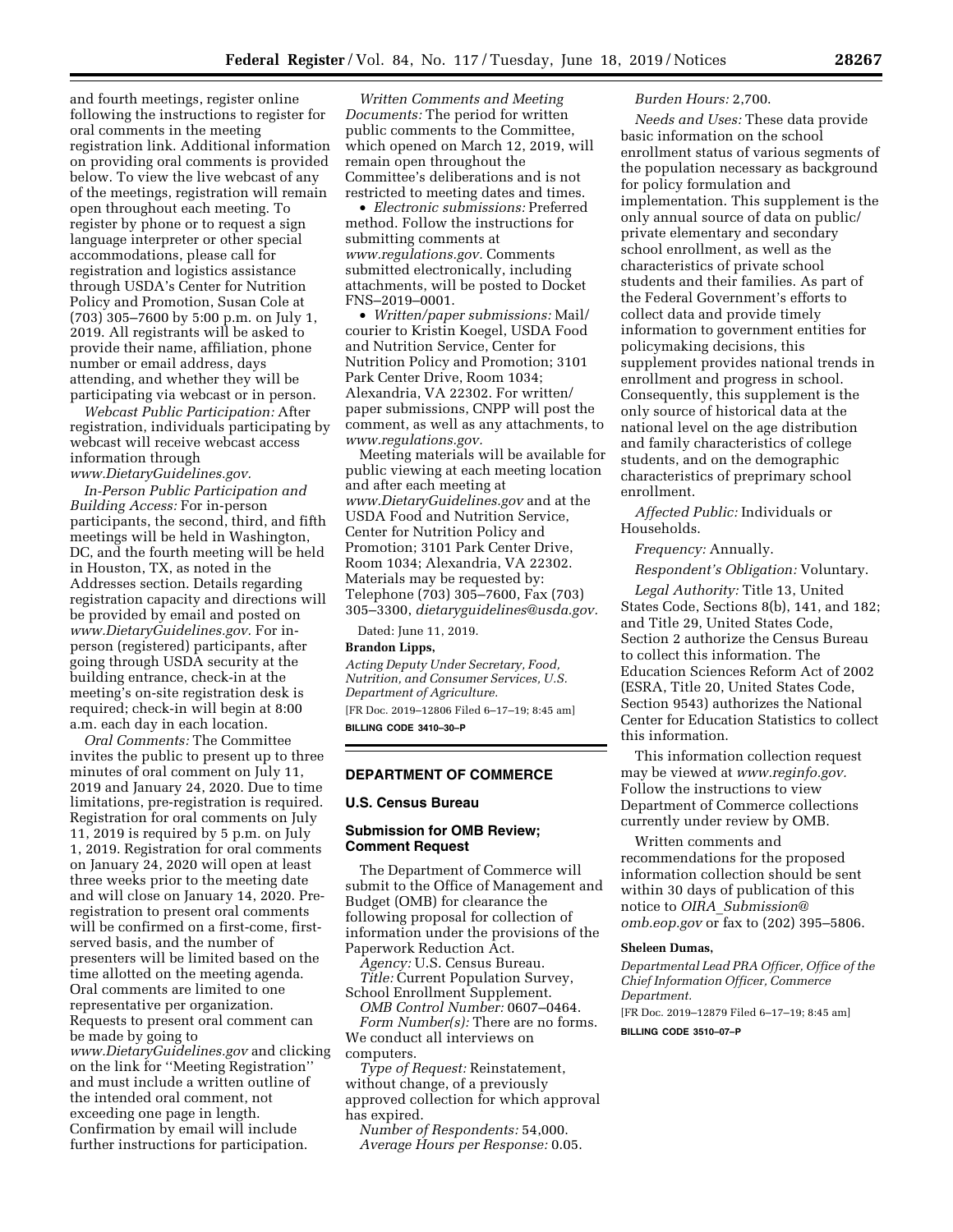and fourth meetings, register online following the instructions to register for oral comments in the meeting registration link. Additional information on providing oral comments is provided below. To view the live webcast of any of the meetings, registration will remain open throughout each meeting. To register by phone or to request a sign language interpreter or other special accommodations, please call for registration and logistics assistance through USDA's Center for Nutrition Policy and Promotion, Susan Cole at (703) 305–7600 by 5:00 p.m. on July 1, 2019. All registrants will be asked to provide their name, affiliation, phone number or email address, days attending, and whether they will be participating via webcast or in person.

*Webcast Public Participation:* After registration, individuals participating by webcast will receive webcast access information through *www.DietaryGuidelines.gov.*

*In-Person Public Participation and Building Access:* For in-person participants, the second, third, and fifth meetings will be held in Washington, DC, and the fourth meeting will be held in Houston, TX, as noted in the Addresses section. Details regarding registration capacity and directions will be provided by email and posted on *www.DietaryGuidelines.gov.* For in-person (registered) participants, after going through USDA security at the building entrance, check-in at the meeting's on-site registration desk is required; check-in will begin at 8:00 a.m. each day in each location.

*Oral Comments:* The Committee invites the public to present up to three minutes of oral comment on July 11, 2019 and January 24, 2020. Due to time limitations, pre-registration is required. Registration for oral comments on July 11, 2019 is required by 5 p.m. on July 1, 2019. Registration for oral comments on January 24, 2020 will open at least three weeks prior to the meeting date and will close on January 14, 2020. Pre-registration to present oral comments will be confirmed on a first-come, first-served basis, and the number of presenters will be limited based on the time allotted on the meeting agenda. Oral comments are limited to one representative per organization. Requests to present oral comment can be made by going to *www.DietaryGuidelines.gov* and clicking on the link for ''Meeting Registration'' and must include a written outline of the intended oral comment, not exceeding one page in length. Confirmation by email will include further instructions for participation.

*Written Comments and Meeting Documents:* The period for written public comments to the Committee, which opened on March 12, 2019, will remain open throughout the Committee's deliberations and is not restricted to meeting dates and times.

- *Electronic submissions:* Preferred method. Follow the instructions for submitting comments at *www.regulations.gov.* Comments submitted electronically, including attachments, will be posted to Docket FNS–2019–0001.
- *Written/paper submissions:* Mail/courier to Kristin Koegel, USDA Food and Nutrition Service, Center for Nutrition Policy and Promotion; 3101 Park Center Drive, Room 1034; Alexandria, VA 22302. For written/paper submissions, CNPP will post the comment, as well as any attachments, to *www.regulations.gov.*

Meeting materials will be available for public viewing at each meeting location and after each meeting at *www.DietaryGuidelines.gov* and at the USDA Food and Nutrition Service, Center for Nutrition Policy and Promotion; 3101 Park Center Drive, Room 1034; Alexandria, VA 22302. Materials may be requested by: Telephone (703) 305–7600, Fax (703) 305–3300, *dietaryguidelines@usda.gov.*

Dated: June 11, 2019.

**Brandon Lipps,**

*Acting Deputy Under Secretary, Food, Nutrition, and Consumer Services, U.S. Department of Agriculture.*

[FR Doc. 2019–12806 Filed 6–17–19; 8:45 am]

**BILLING CODE 3410–30–P**

## DEPARTMENT OF COMMERCE

### U.S. Census Bureau

### Submission for OMB Review; Comment Request

The Department of Commerce will submit to the Office of Management and Budget (OMB) for clearance the following proposal for collection of information under the provisions of the Paperwork Reduction Act.

*Agency:* U.S. Census Bureau.

*Title:* Current Population Survey, School Enrollment Supplement.

*OMB Control Number:* 0607–0464.

*Form Number(s):* There are no forms. We conduct all interviews on computers.

*Type of Request:* Reinstatement, without change, of a previously approved collection for which approval has expired.

*Number of Respondents:* 54,000.

*Average Hours per Response:* 0.05.

*Burden Hours:* 2,700.

*Needs and Uses:* These data provide basic information on the school enrollment status of various segments of the population necessary as background for policy formulation and implementation. This supplement is the only annual source of data on public/private elementary and secondary school enrollment, as well as the characteristics of private school students and their families. As part of the Federal Government's efforts to collect data and provide timely information to government entities for policymaking decisions, this supplement provides national trends in enrollment and progress in school. Consequently, this supplement is the only source of historical data at the national level on the age distribution and family characteristics of college students, and on the demographic characteristics of preprimary school enrollment.

*Affected Public:* Individuals or Households.

*Frequency:* Annually.

*Respondent's Obligation:* Voluntary.

*Legal Authority:* Title 13, United States Code, Sections 8(b), 141, and 182; and Title 29, United States Code, Section 2 authorize the Census Bureau to collect this information. The Education Sciences Reform Act of 2002 (ESRA, Title 20, United States Code, Section 9543) authorizes the National Center for Education Statistics to collect this information.

This information collection request may be viewed at *www.reginfo.gov.* Follow the instructions to view Department of Commerce collections currently under review by OMB.

Written comments and recommendations for the proposed information collection should be sent within 30 days of publication of this notice to *OIRA_Submission@omb.eop.gov* or fax to (202) 395–5806.

**Sheleen Dumas,**

*Departmental Lead PRA Officer, Office of the Chief Information Officer, Commerce Department.*

[FR Doc. 2019–12879 Filed 6–17–19; 8:45 am]

**BILLING CODE 3510–07–P**